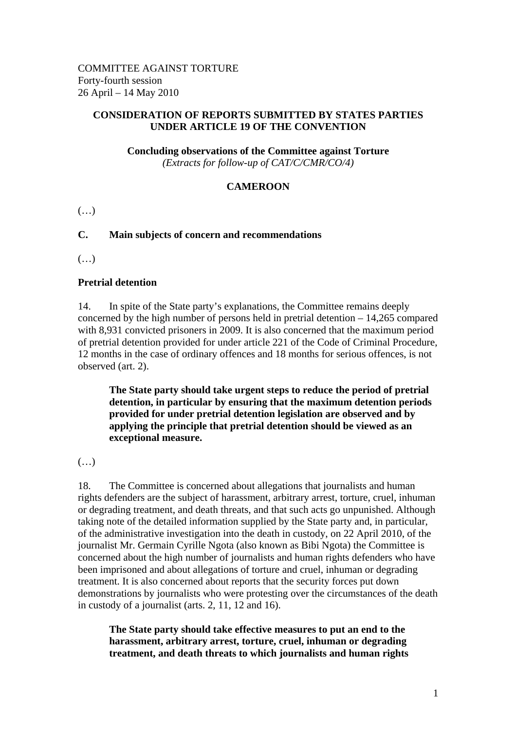COMMITTEE AGAINST TORTURE
Forty-fourth session
26 April – 14 May 2010

**CONSIDERATION OF REPORTS SUBMITTED BY STATES PARTIES UNDER ARTICLE 19 OF THE CONVENTION**

**Concluding observations of the Committee against Torture**
*(Extracts for follow-up of CAT/C/CMR/CO/4)*

**CAMEROON**

(…)

## C. Main subjects of concern and recommendations

(…)

### Pretrial detention

14. In spite of the State party's explanations, the Committee remains deeply concerned by the high number of persons held in pretrial detention – 14,265 compared with 8,931 convicted prisoners in 2009. It is also concerned that the maximum period of pretrial detention provided for under article 221 of the Code of Criminal Procedure, 12 months in the case of ordinary offences and 18 months for serious offences, is not observed (art. 2).

> **The State party should take urgent steps to reduce the period of pretrial detention, in particular by ensuring that the maximum detention periods provided for under pretrial detention legislation are observed and by applying the principle that pretrial detention should be viewed as an exceptional measure.**

(…)

18. The Committee is concerned about allegations that journalists and human rights defenders are the subject of harassment, arbitrary arrest, torture, cruel, inhuman or degrading treatment, and death threats, and that such acts go unpunished. Although taking note of the detailed information supplied by the State party and, in particular, of the administrative investigation into the death in custody, on 22 April 2010, of the journalist Mr. Germain Cyrille Ngota (also known as Bibi Ngota) the Committee is concerned about the high number of journalists and human rights defenders who have been imprisoned and about allegations of torture and cruel, inhuman or degrading treatment. It is also concerned about reports that the security forces put down demonstrations by journalists who were protesting over the circumstances of the death in custody of a journalist (arts. 2, 11, 12 and 16).

> **The State party should take effective measures to put an end to the harassment, arbitrary arrest, torture, cruel, inhuman or degrading treatment, and death threats to which journalists and human rights**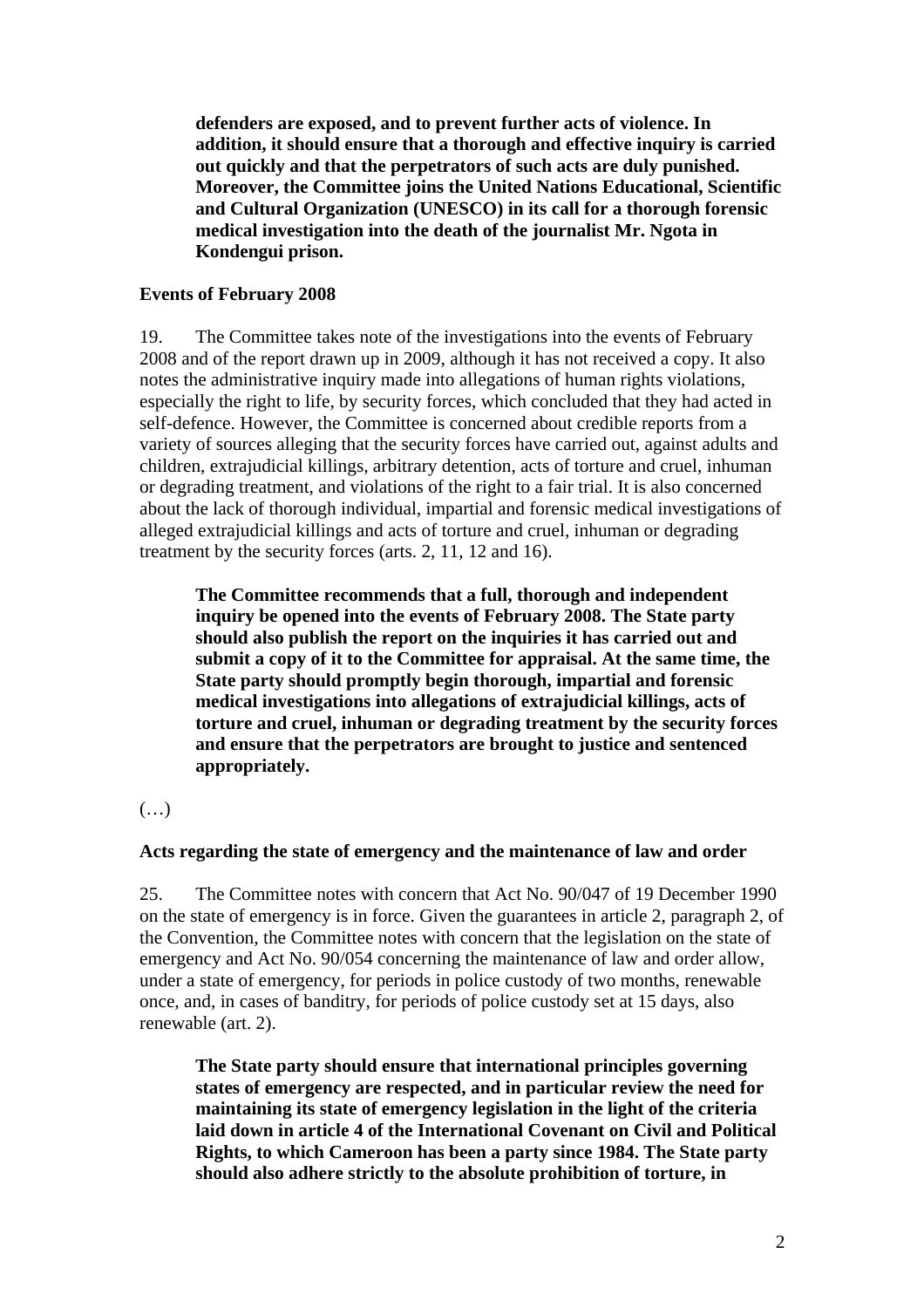**defenders are exposed, and to prevent further acts of violence. In addition, it should ensure that a thorough and effective inquiry is carried out quickly and that the perpetrators of such acts are duly punished. Moreover, the Committee joins the United Nations Educational, Scientific and Cultural Organization (UNESCO) in its call for a thorough forensic medical investigation into the death of the journalist Mr. Ngota in Kondengui prison.**

**Events of February 2008**

19. The Committee takes note of the investigations into the events of February 2008 and of the report drawn up in 2009, although it has not received a copy. It also notes the administrative inquiry made into allegations of human rights violations, especially the right to life, by security forces, which concluded that they had acted in self-defence. However, the Committee is concerned about credible reports from a variety of sources alleging that the security forces have carried out, against adults and children, extrajudicial killings, arbitrary detention, acts of torture and cruel, inhuman or degrading treatment, and violations of the right to a fair trial. It is also concerned about the lack of thorough individual, impartial and forensic medical investigations of alleged extrajudicial killings and acts of torture and cruel, inhuman or degrading treatment by the security forces (arts. 2, 11, 12 and 16).

**The Committee recommends that a full, thorough and independent inquiry be opened into the events of February 2008. The State party should also publish the report on the inquiries it has carried out and submit a copy of it to the Committee for appraisal. At the same time, the State party should promptly begin thorough, impartial and forensic medical investigations into allegations of extrajudicial killings, acts of torture and cruel, inhuman or degrading treatment by the security forces and ensure that the perpetrators are brought to justice and sentenced appropriately.**

(…)

**Acts regarding the state of emergency and the maintenance of law and order**

25. The Committee notes with concern that Act No. 90/047 of 19 December 1990 on the state of emergency is in force. Given the guarantees in article 2, paragraph 2, of the Convention, the Committee notes with concern that the legislation on the state of emergency and Act No. 90/054 concerning the maintenance of law and order allow, under a state of emergency, for periods in police custody of two months, renewable once, and, in cases of banditry, for periods of police custody set at 15 days, also renewable (art. 2).

**The State party should ensure that international principles governing states of emergency are respected, and in particular review the need for maintaining its state of emergency legislation in the light of the criteria laid down in article 4 of the International Covenant on Civil and Political Rights, to which Cameroon has been a party since 1984. The State party should also adhere strictly to the absolute prohibition of torture, in**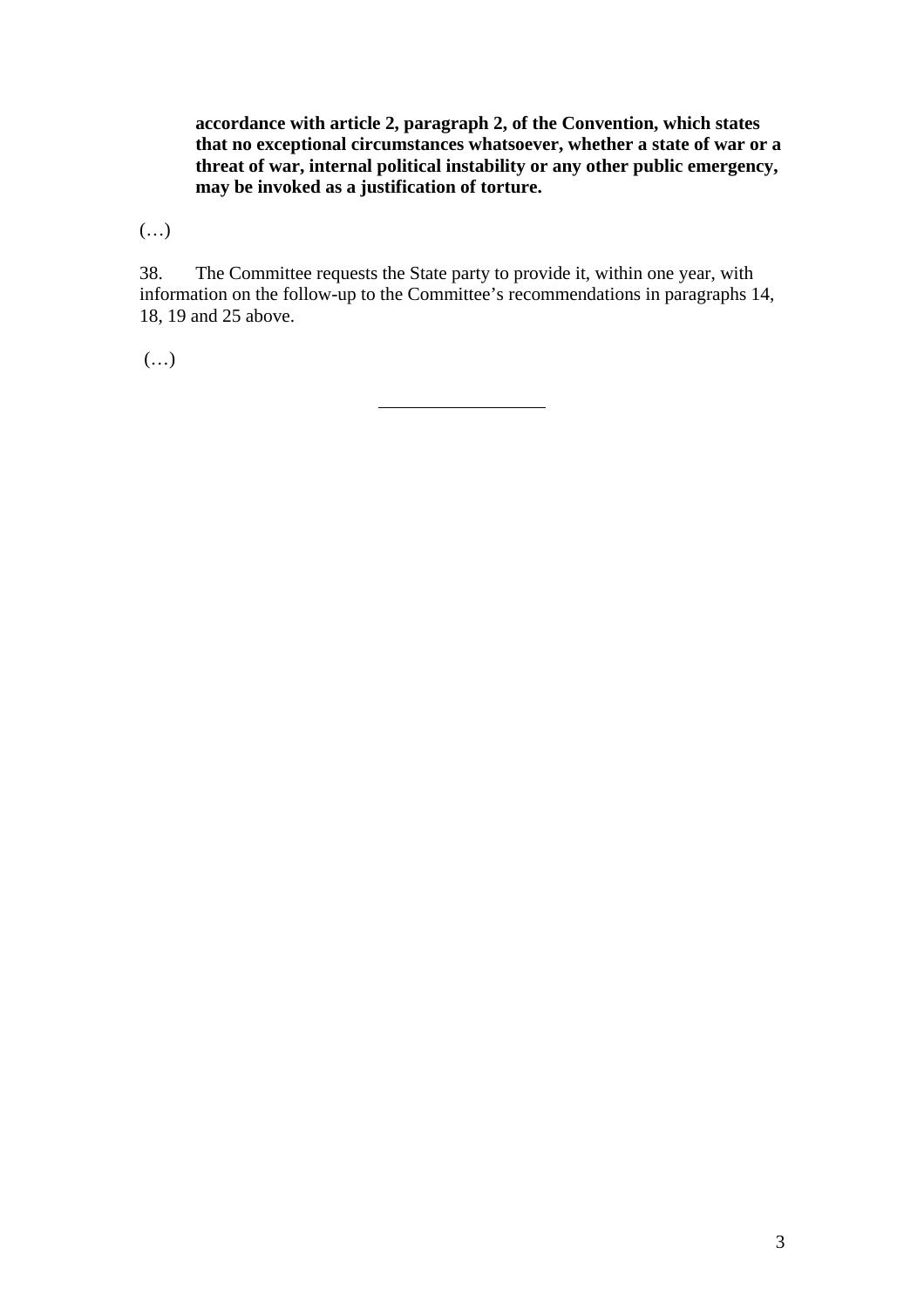**accordance with article 2, paragraph 2, of the Convention, which states that no exceptional circumstances whatsoever, whether a state of war or a threat of war, internal political instability or any other public emergency, may be invoked as a justification of torture.**

(…)

38. The Committee requests the State party to provide it, within one year, with information on the follow-up to the Committee's recommendations in paragraphs 14, 18, 19 and 25 above.

(…)